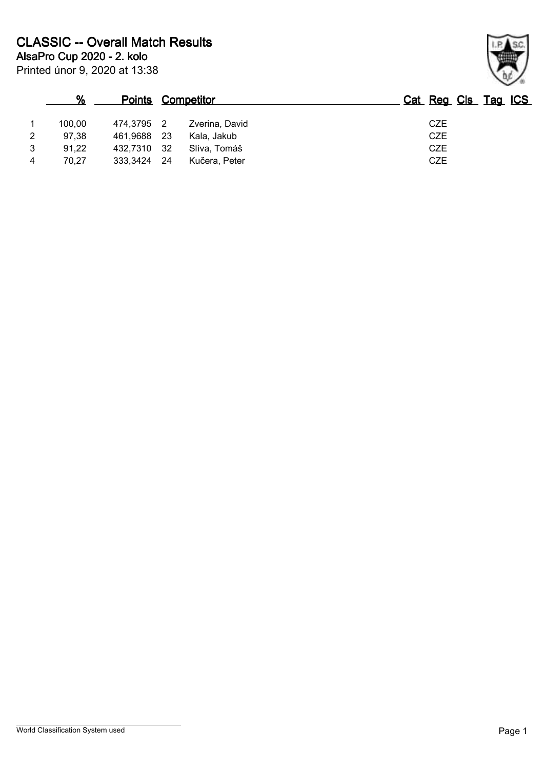# CLASSIC -- Overall Match Results

**AlsaPro Cup 2020 - 2. kolo**

Printed únor 9, 2020 at 13:38

| | % | Points | Competitor | | Cat | Reg | Cls | Tag | ICS |
|---|---|---|---|---|---|---|---|---|---|
| 1 | 100,00 | 474,3795 | 2 | Zverina, David | | CZE | | | |
| 2 | 97,38 | 461,9688 | 23 | Kala, Jakub | | CZE | | | |
| 3 | 91,22 | 432,7310 | 32 | Slíva, Tomáš | | CZE | | | |
| 4 | 70,27 | 333,3424 | 24 | Kučera, Peter | | CZE | | | |

World Classification System used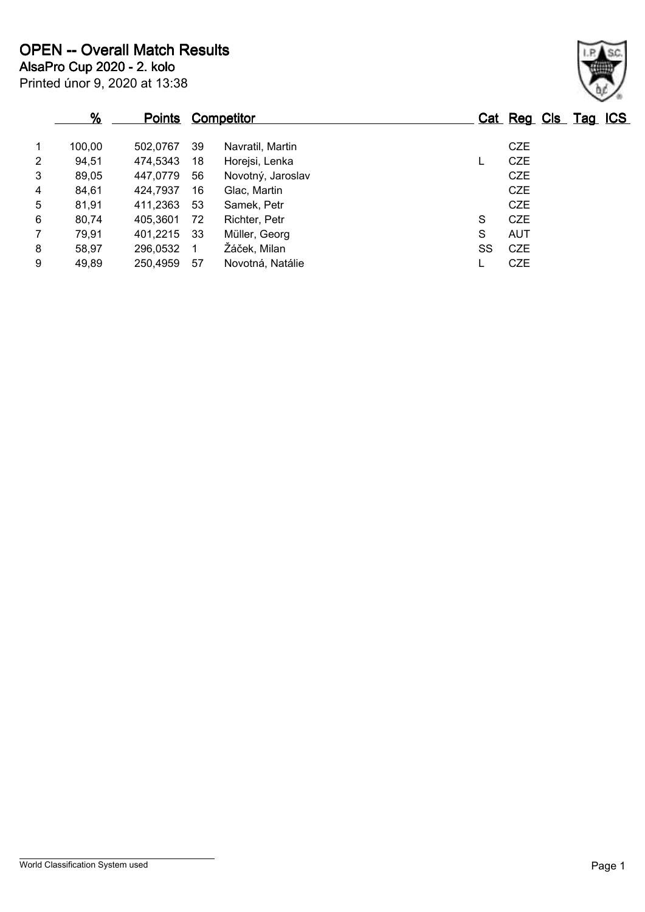# OPEN -- Overall Match Results

**AlsaPro Cup 2020 - 2. kolo**

Printed únor 9, 2020 at 13:38

| | % | Points | | Competitor | Cat | Reg | Cls | Tag | ICS |
|---|---|---|---|---|---|---|---|---|---|
| 1 | 100,00 | 502,0767 | 39 | Navratil, Martin | | CZE | | | |
| 2 | 94,51 | 474,5343 | 18 | Horejsi, Lenka | L | CZE | | | |
| 3 | 89,05 | 447,0779 | 56 | Novotný, Jaroslav | | CZE | | | |
| 4 | 84,61 | 424,7937 | 16 | Glac, Martin | | CZE | | | |
| 5 | 81,91 | 411,2363 | 53 | Samek, Petr | | CZE | | | |
| 6 | 80,74 | 405,3601 | 72 | Richter, Petr | S | CZE | | | |
| 7 | 79,91 | 401,2215 | 33 | Müller, Georg | S | AUT | | | |
| 8 | 58,97 | 296,0532 | 1 | Žáček, Milan | SS | CZE | | | |
| 9 | 49,89 | 250,4959 | 57 | Novotná, Natálie | L | CZE | | | |

World Classification System used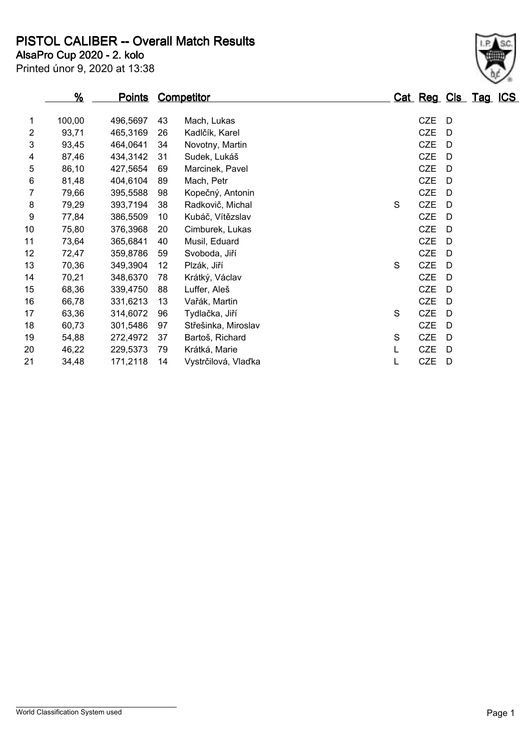# PISTOL CALIBER -- Overall Match Results

**AlsaPro Cup 2020 - 2. kolo**

Printed únor 9, 2020 at 13:38

| | % | Points | Competitor | | Cat | Reg | Cls | Tag | ICS |
|---|---|---|---|---|---|---|---|---|---|
| 1 | 100,00 | 496,5697 | 43 | Mach, Lukas | | CZE | D | | |
| 2 | 93,71 | 465,3169 | 26 | Kadlčík, Karel | | CZE | D | | |
| 3 | 93,45 | 464,0641 | 34 | Novotny, Martin | | CZE | D | | |
| 4 | 87,46 | 434,3142 | 31 | Sudek, Lukáš | | CZE | D | | |
| 5 | 86,10 | 427,5654 | 69 | Marcinek, Pavel | | CZE | D | | |
| 6 | 81,48 | 404,6104 | 89 | Mach, Petr | | CZE | D | | |
| 7 | 79,66 | 395,5588 | 98 | Kopečný, Antonin | | CZE | D | | |
| 8 | 79,29 | 393,7194 | 38 | Radkovič, Michal | S | CZE | D | | |
| 9 | 77,84 | 386,5509 | 10 | Kubáč, Vítězslav | | CZE | D | | |
| 10 | 75,80 | 376,3968 | 20 | Cimburek, Lukas | | CZE | D | | |
| 11 | 73,64 | 365,6841 | 40 | Musil, Eduard | | CZE | D | | |
| 12 | 72,47 | 359,8786 | 59 | Svoboda, Jiří | | CZE | D | | |
| 13 | 70,36 | 349,3904 | 12 | Plzák, Jiří | S | CZE | D | | |
| 14 | 70,21 | 348,6370 | 78 | Krátký, Václav | | CZE | D | | |
| 15 | 68,36 | 339,4750 | 88 | Luffer, Aleš | | CZE | D | | |
| 16 | 66,78 | 331,6213 | 13 | Vařák, Martin | | CZE | D | | |
| 17 | 63,36 | 314,6072 | 96 | Tydlačka, Jiří | S | CZE | D | | |
| 18 | 60,73 | 301,5486 | 97 | Střešinka, Miroslav | | CZE | D | | |
| 19 | 54,88 | 272,4972 | 37 | Bartoš, Richard | S | CZE | D | | |
| 20 | 46,22 | 229,5373 | 79 | Krátká, Marie | L | CZE | D | | |
| 21 | 34,48 | 171,2118 | 14 | Vystrčilová, Vlaďka | L | CZE | D | | |

World Classification System used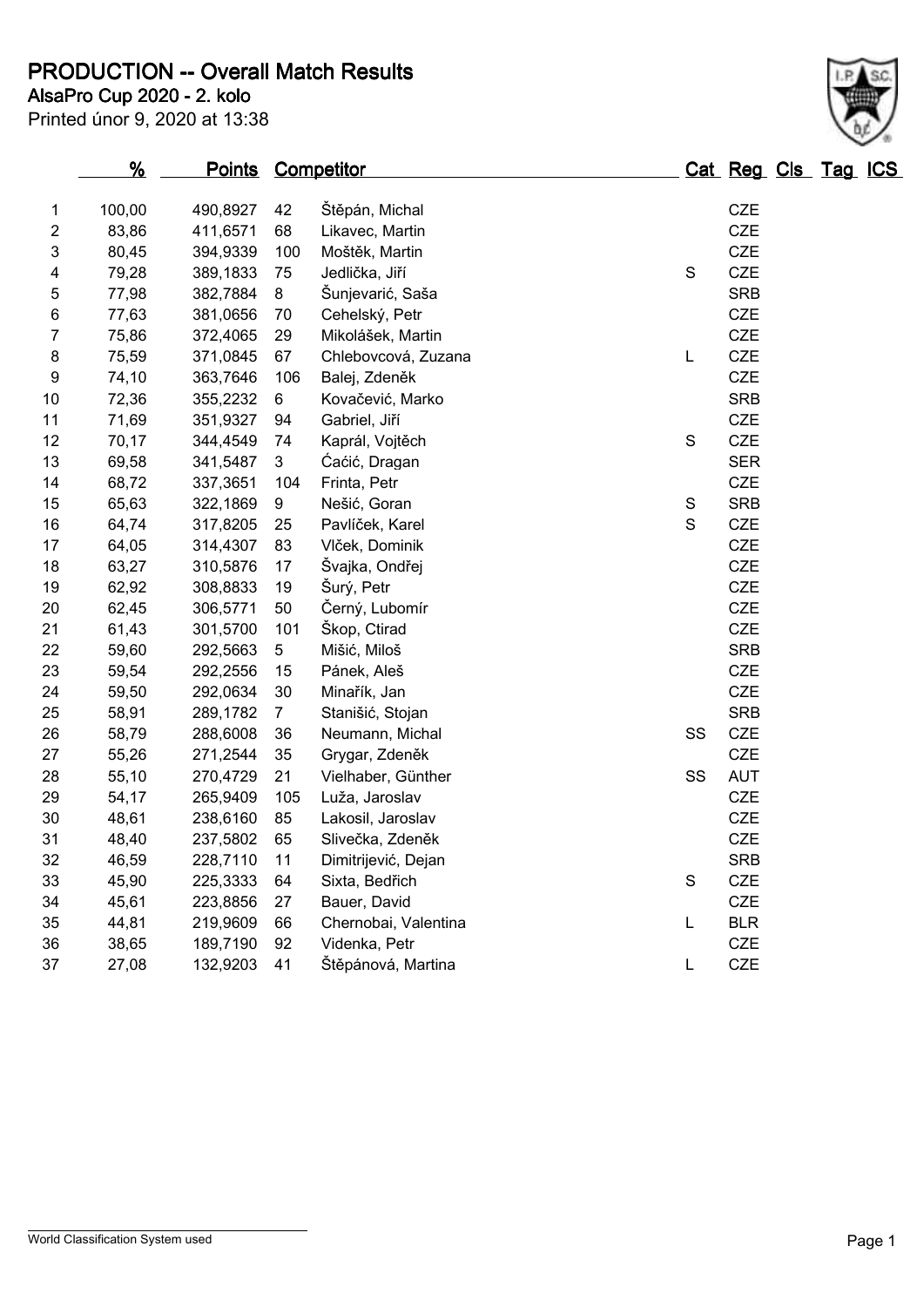# PRODUCTION -- Overall Match Results

**AlsaPro Cup 2020 - 2. kolo**

Printed únor 9, 2020 at 13:38

| | % | Points | Competitor | | Cat | Reg | Cls | Tag | ICS |
|---|---|---|---|---|---|---|---|---|---|
| 1 | 100,00 | 490,8927 | 42 | Štěpán, Michal | | CZE | | | |
| 2 | 83,86 | 411,6571 | 68 | Likavec, Martin | | CZE | | | |
| 3 | 80,45 | 394,9339 | 100 | Moštěk, Martin | | CZE | | | |
| 4 | 79,28 | 389,1833 | 75 | Jedlička, Jiří | S | CZE | | | |
| 5 | 77,98 | 382,7884 | 8 | Šunjevarić, Saša | | SRB | | | |
| 6 | 77,63 | 381,0656 | 70 | Cehelský, Petr | | CZE | | | |
| 7 | 75,86 | 372,4065 | 29 | Mikolášek, Martin | | CZE | | | |
| 8 | 75,59 | 371,0845 | 67 | Chlebovcová, Zuzana | L | CZE | | | |
| 9 | 74,10 | 363,7646 | 106 | Balej, Zdeněk | | CZE | | | |
| 10 | 72,36 | 355,2232 | 6 | Kovačević, Marko | | SRB | | | |
| 11 | 71,69 | 351,9327 | 94 | Gabriel, Jiří | | CZE | | | |
| 12 | 70,17 | 344,4549 | 74 | Kaprál, Vojtěch | S | CZE | | | |
| 13 | 69,58 | 341,5487 | 3 | Ćaćić, Dragan | | SER | | | |
| 14 | 68,72 | 337,3651 | 104 | Frinta, Petr | | CZE | | | |
| 15 | 65,63 | 322,1869 | 9 | Nešić, Goran | S | SRB | | | |
| 16 | 64,74 | 317,8205 | 25 | Pavlíček, Karel | S | CZE | | | |
| 17 | 64,05 | 314,4307 | 83 | Vlček, Dominik | | CZE | | | |
| 18 | 63,27 | 310,5876 | 17 | Švajka, Ondřej | | CZE | | | |
| 19 | 62,92 | 308,8833 | 19 | Šurý, Petr | | CZE | | | |
| 20 | 62,45 | 306,5771 | 50 | Černý, Lubomír | | CZE | | | |
| 21 | 61,43 | 301,5700 | 101 | Škop, Ctirad | | CZE | | | |
| 22 | 59,60 | 292,5663 | 5 | Mišić, Miloš | | SRB | | | |
| 23 | 59,54 | 292,2556 | 15 | Pánek, Aleš | | CZE | | | |
| 24 | 59,50 | 292,0634 | 30 | Minařík, Jan | | CZE | | | |
| 25 | 58,91 | 289,1782 | 7 | Stanišić, Stojan | | SRB | | | |
| 26 | 58,79 | 288,6008 | 36 | Neumann, Michal | SS | CZE | | | |
| 27 | 55,26 | 271,2544 | 35 | Grygar, Zdeněk | | CZE | | | |
| 28 | 55,10 | 270,4729 | 21 | Vielhaber, Günther | SS | AUT | | | |
| 29 | 54,17 | 265,9409 | 105 | Luža, Jaroslav | | CZE | | | |
| 30 | 48,61 | 238,6160 | 85 | Lakosil, Jaroslav | | CZE | | | |
| 31 | 48,40 | 237,5802 | 65 | Slivečka, Zdeněk | | CZE | | | |
| 32 | 46,59 | 228,7110 | 11 | Dimitrijević, Dejan | | SRB | | | |
| 33 | 45,90 | 225,3333 | 64 | Sixta, Bedřich | S | CZE | | | |
| 34 | 45,61 | 223,8856 | 27 | Bauer, David | | CZE | | | |
| 35 | 44,81 | 219,9609 | 66 | Chernobai, Valentina | L | BLR | | | |
| 36 | 38,65 | 189,7190 | 92 | Videnka, Petr | | CZE | | | |
| 37 | 27,08 | 132,9203 | 41 | Štěpánová, Martina | L | CZE | | | |

World Classification System used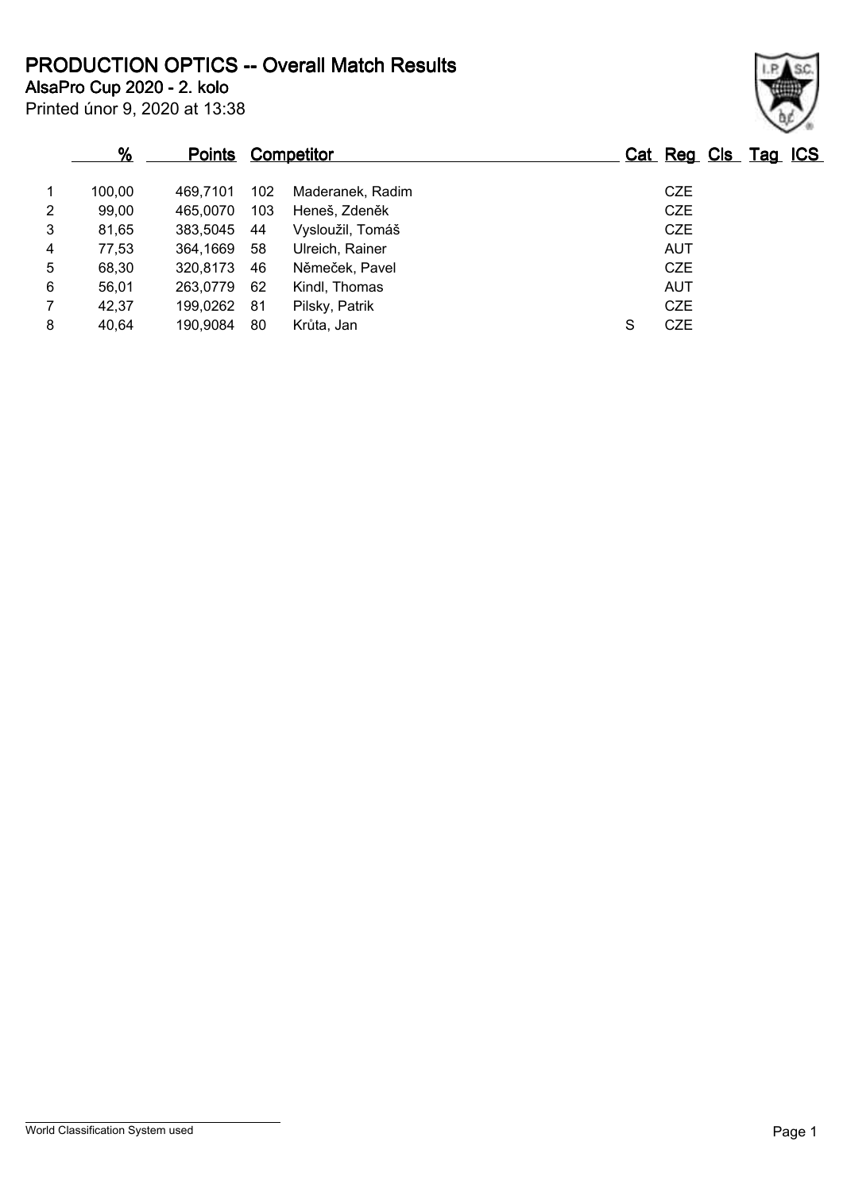# PRODUCTION OPTICS -- Overall Match Results

**AlsaPro Cup 2020 - 2. kolo**

Printed únor 9, 2020 at 13:38

| | % | Points | | Competitor | Cat | Reg | Cls | Tag | ICS |
|---|---|---|---|---|---|---|---|---|---|
| 1 | 100,00 | 469,7101 | 102 | Maderanek, Radim | | CZE | | | |
| 2 | 99,00 | 465,0070 | 103 | Heneš, Zdeněk | | CZE | | | |
| 3 | 81,65 | 383,5045 | 44 | Vysloužil, Tomáš | | CZE | | | |
| 4 | 77,53 | 364,1669 | 58 | Ulreich, Rainer | | AUT | | | |
| 5 | 68,30 | 320,8173 | 46 | Němeček, Pavel | | CZE | | | |
| 6 | 56,01 | 263,0779 | 62 | Kindl, Thomas | | AUT | | | |
| 7 | 42,37 | 199,0262 | 81 | Pilsky, Patrik | | CZE | | | |
| 8 | 40,64 | 190,9084 | 80 | Krůta, Jan | S | CZE | | | |

World Classification System used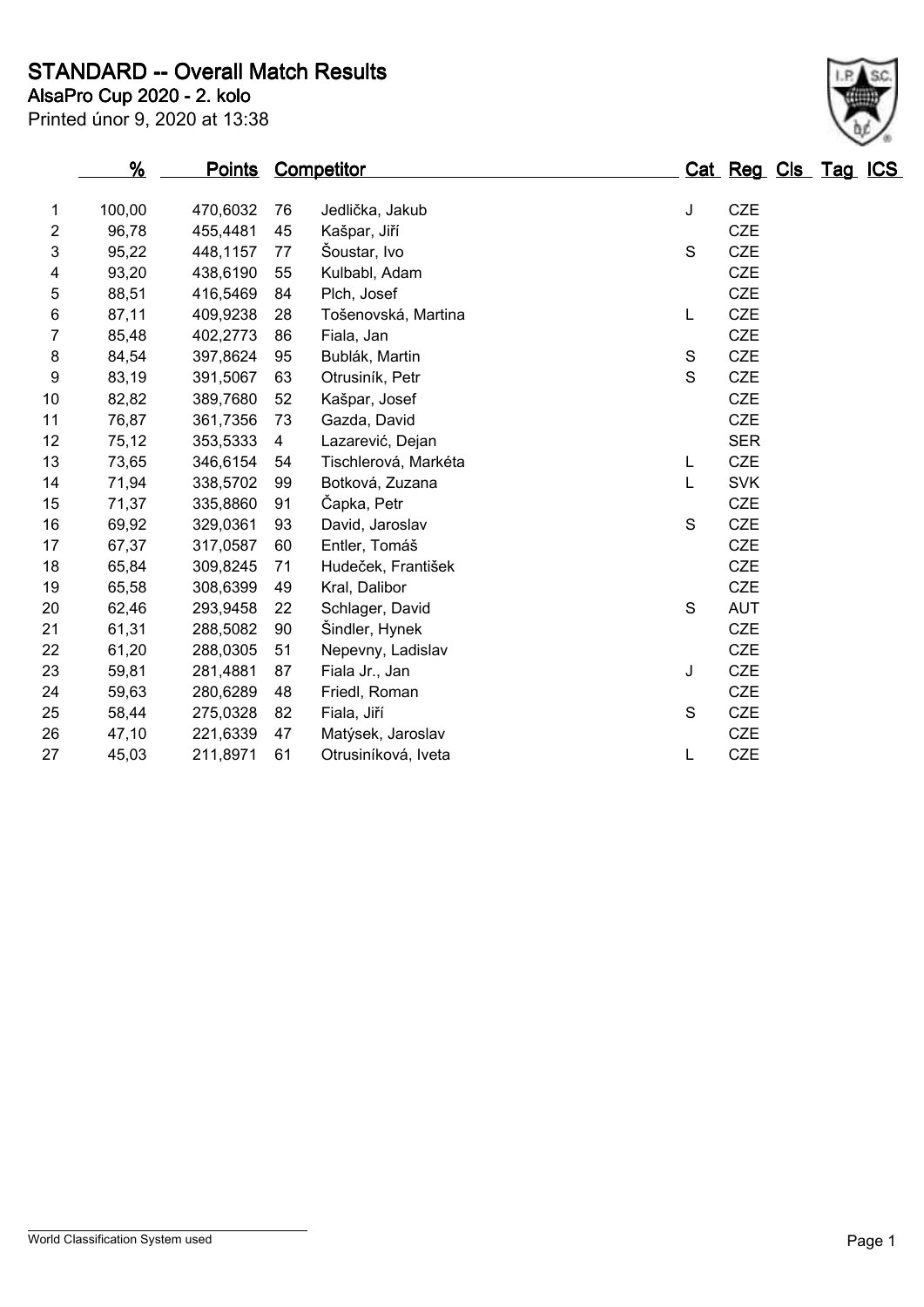# STANDARD -- Overall Match Results

**AlsaPro Cup 2020 - 2. kolo**

Printed únor 9, 2020 at 13:38

| | % | Points | Competitor | | Cat | Reg | Cls | Tag | ICS |
|---|---|---|---|---|---|---|---|---|---|
| 1 | 100,00 | 470,6032 | 76 | Jedlička, Jakub | J | CZE | | | |
| 2 | 96,78 | 455,4481 | 45 | Kašpar, Jiří | | CZE | | | |
| 3 | 95,22 | 448,1157 | 77 | Šoustar, Ivo | S | CZE | | | |
| 4 | 93,20 | 438,6190 | 55 | Kulbabl, Adam | | CZE | | | |
| 5 | 88,51 | 416,5469 | 84 | Plch, Josef | | CZE | | | |
| 6 | 87,11 | 409,9238 | 28 | Tošenovská, Martina | L | CZE | | | |
| 7 | 85,48 | 402,2773 | 86 | Fiala, Jan | | CZE | | | |
| 8 | 84,54 | 397,8624 | 95 | Bublák, Martin | S | CZE | | | |
| 9 | 83,19 | 391,5067 | 63 | Otrusiník, Petr | S | CZE | | | |
| 10 | 82,82 | 389,7680 | 52 | Kašpar, Josef | | CZE | | | |
| 11 | 76,87 | 361,7356 | 73 | Gazda, David | | CZE | | | |
| 12 | 75,12 | 353,5333 | 4 | Lazarević, Dejan | | SER | | | |
| 13 | 73,65 | 346,6154 | 54 | Tischlerová, Markéta | L | CZE | | | |
| 14 | 71,94 | 338,5702 | 99 | Botková, Zuzana | L | SVK | | | |
| 15 | 71,37 | 335,8860 | 91 | Čapka, Petr | | CZE | | | |
| 16 | 69,92 | 329,0361 | 93 | David, Jaroslav | S | CZE | | | |
| 17 | 67,37 | 317,0587 | 60 | Entler, Tomáš | | CZE | | | |
| 18 | 65,84 | 309,8245 | 71 | Hudeček, František | | CZE | | | |
| 19 | 65,58 | 308,6399 | 49 | Kral, Dalibor | | CZE | | | |
| 20 | 62,46 | 293,9458 | 22 | Schlager, David | S | AUT | | | |
| 21 | 61,31 | 288,5082 | 90 | Šindler, Hynek | | CZE | | | |
| 22 | 61,20 | 288,0305 | 51 | Nepevny, Ladislav | | CZE | | | |
| 23 | 59,81 | 281,4881 | 87 | Fiala Jr., Jan | J | CZE | | | |
| 24 | 59,63 | 280,6289 | 48 | Friedl, Roman | | CZE | | | |
| 25 | 58,44 | 275,0328 | 82 | Fiala, Jiří | S | CZE | | | |
| 26 | 47,10 | 221,6339 | 47 | Matýsek, Jaroslav | | CZE | | | |
| 27 | 45,03 | 211,8971 | 61 | Otrusiníková, Iveta | L | CZE | | | |

World Classification System used